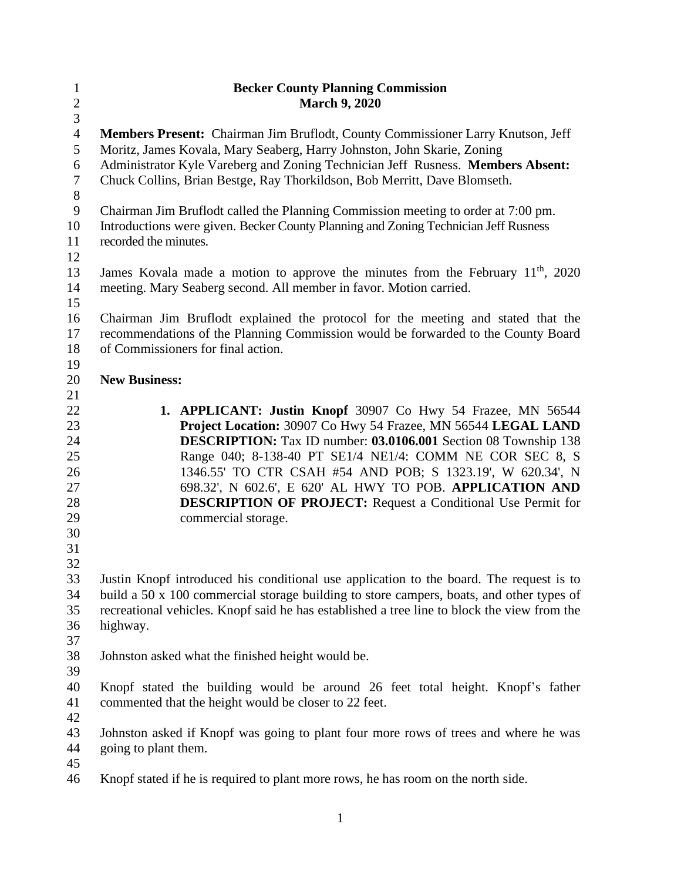**Becker County Planning Commission**
**March 9, 2020**

**Members Present:** Chairman Jim Bruflodt, County Commissioner Larry Knutson, Jeff Moritz, James Kovala, Mary Seaberg, Harry Johnston, John Skarie, Zoning Administrator Kyle Vareberg and Zoning Technician Jeff Rusness. **Members Absent:** Chuck Collins, Brian Bestge, Ray Thorkildson, Bob Merritt, Dave Blomseth.

Chairman Jim Bruflodt called the Planning Commission meeting to order at 7:00 pm. Introductions were given. Becker County Planning and Zoning Technician Jeff Rusness recorded the minutes.

James Kovala made a motion to approve the minutes from the February 11th, 2020 meeting. Mary Seaberg second. All member in favor. Motion carried.

Chairman Jim Bruflodt explained the protocol for the meeting and stated that the recommendations of the Planning Commission would be forwarded to the County Board of Commissioners for final action.

**New Business:**

1. **APPLICANT: Justin Knopf** 30907 Co Hwy 54 Frazee, MN 56544 **Project Location:** 30907 Co Hwy 54 Frazee, MN 56544 **LEGAL LAND DESCRIPTION:** Tax ID number: **03.0106.001** Section 08 Township 138 Range 040; 8-138-40 PT SE1/4 NE1/4: COMM NE COR SEC 8, S 1346.55' TO CTR CSAH #54 AND POB; S 1323.19', W 620.34', N 698.32', N 602.6', E 620' AL HWY TO POB. **APPLICATION AND DESCRIPTION OF PROJECT:** Request a Conditional Use Permit for commercial storage.

Justin Knopf introduced his conditional use application to the board. The request is to build a 50 x 100 commercial storage building to store campers, boats, and other types of recreational vehicles. Knopf said he has established a tree line to block the view from the highway.

Johnston asked what the finished height would be.

Knopf stated the building would be around 26 feet total height. Knopf's father commented that the height would be closer to 22 feet.

Johnston asked if Knopf was going to plant four more rows of trees and where he was going to plant them.

Knopf stated if he is required to plant more rows, he has room on the north side.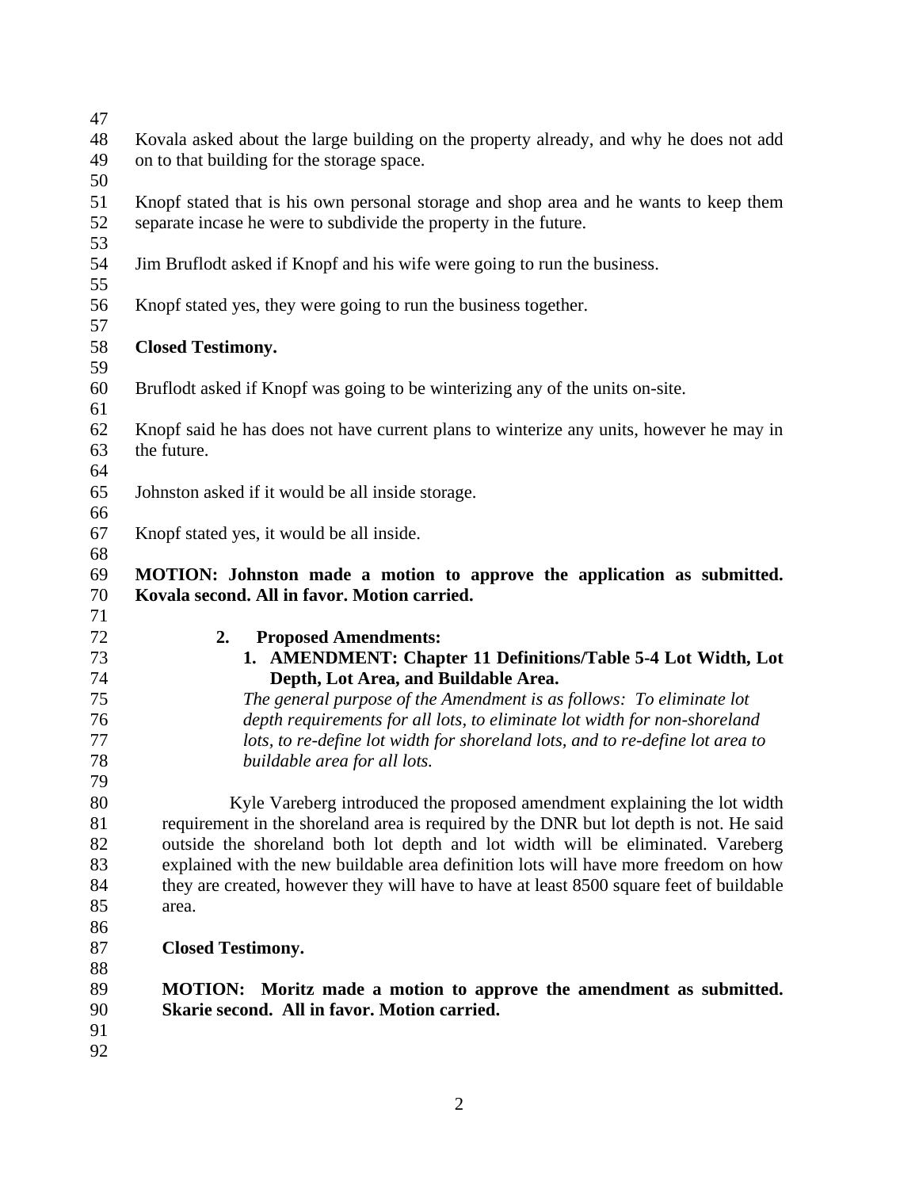Kovala asked about the large building on the property already, and why he does not add on to that building for the storage space.

Knopf stated that is his own personal storage and shop area and he wants to keep them separate incase he were to subdivide the property in the future.

Jim Bruflodt asked if Knopf and his wife were going to run the business.

Knopf stated yes, they were going to run the business together.

**Closed Testimony.**

Bruflodt asked if Knopf was going to be winterizing any of the units on-site.

Knopf said he has does not have current plans to winterize any units, however he may in the future.

Johnston asked if it would be all inside storage.

Knopf stated yes, it would be all inside.

**MOTION: Johnston made a motion to approve the application as submitted. Kovala second. All in favor. Motion carried.**

2. **Proposed Amendments:**
   1. **AMENDMENT: Chapter 11 Definitions/Table 5-4 Lot Width, Lot Depth, Lot Area, and Buildable Area.**

      *The general purpose of the Amendment is as follows: To eliminate lot depth requirements for all lots, to eliminate lot width for non-shoreland lots, to re-define lot width for shoreland lots, and to re-define lot area to buildable area for all lots.*

Kyle Vareberg introduced the proposed amendment explaining the lot width requirement in the shoreland area is required by the DNR but lot depth is not. He said outside the shoreland both lot depth and lot width will be eliminated. Vareberg explained with the new buildable area definition lots will have more freedom on how they are created, however they will have to have at least 8500 square feet of buildable area.

**Closed Testimony.**

**MOTION: Moritz made a motion to approve the amendment as submitted. Skarie second. All in favor. Motion carried.**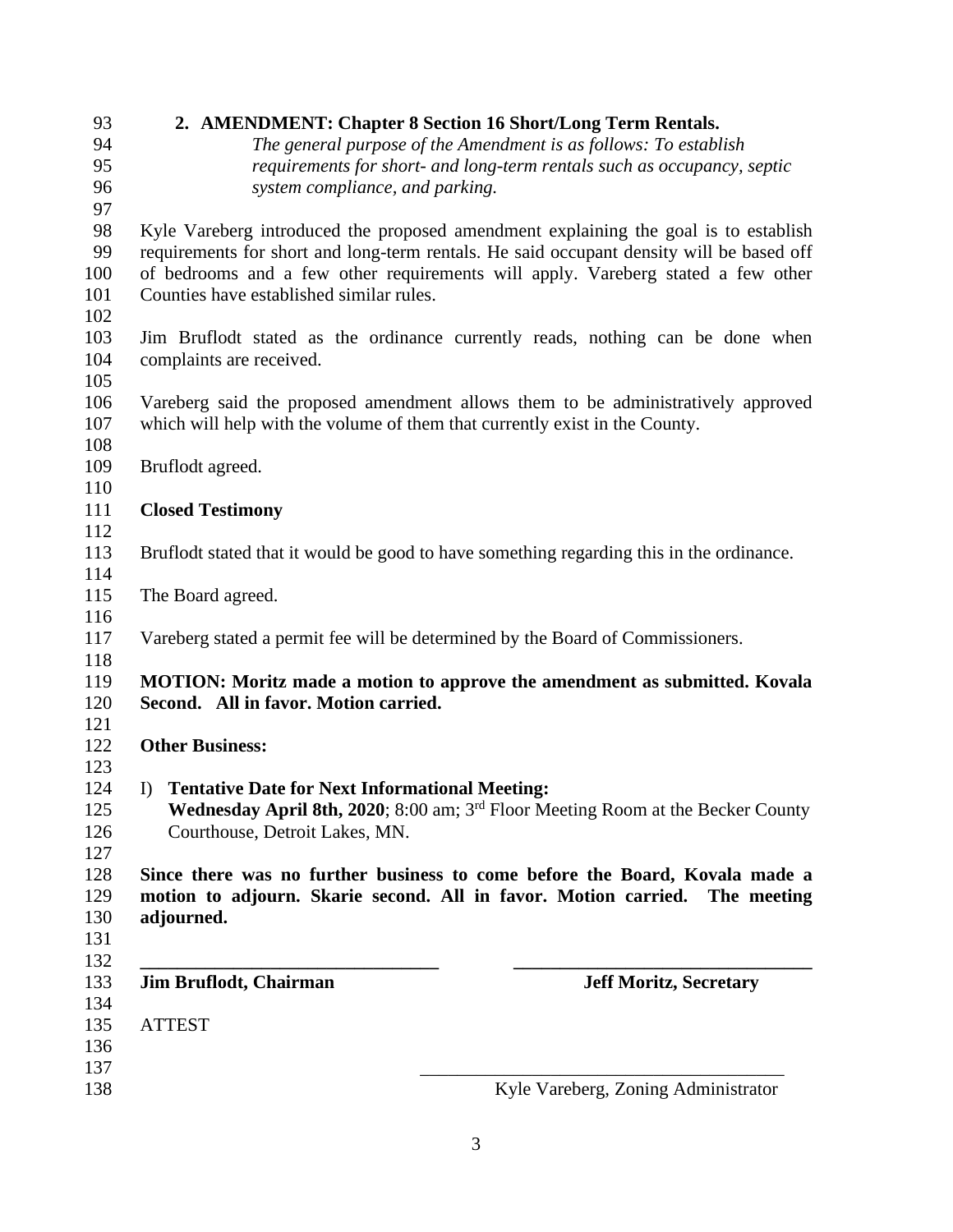**2. AMENDMENT: Chapter 8 Section 16 Short/Long Term Rentals.**

*The general purpose of the Amendment is as follows: To establish requirements for short- and long-term rentals such as occupancy, septic system compliance, and parking.*

Kyle Vareberg introduced the proposed amendment explaining the goal is to establish requirements for short and long-term rentals. He said occupant density will be based off of bedrooms and a few other requirements will apply. Vareberg stated a few other Counties have established similar rules.

Jim Bruflodt stated as the ordinance currently reads, nothing can be done when complaints are received.

Vareberg said the proposed amendment allows them to be administratively approved which will help with the volume of them that currently exist in the County.

Bruflodt agreed.

**Closed Testimony**

Bruflodt stated that it would be good to have something regarding this in the ordinance.

The Board agreed.

Vareberg stated a permit fee will be determined by the Board of Commissioners.

**MOTION: Moritz made a motion to approve the amendment as submitted. Kovala Second. All in favor. Motion carried.**

**Other Business:**

I) **Tentative Date for Next Informational Meeting:**
**Wednesday April 8th, 2020**; 8:00 am; 3rd Floor Meeting Room at the Becker County Courthouse, Detroit Lakes, MN.

**Since there was no further business to come before the Board, Kovala made a motion to adjourn. Skarie second. All in favor. Motion carried. The meeting adjourned.**

\_\_\_\_\_\_\_\_\_\_\_\_\_\_\_\_\_\_\_\_\_\_\_\_\_\_\_\_\_\_ \_\_\_\_\_\_\_\_\_\_\_\_\_\_\_\_\_\_\_\_\_\_\_\_\_\_\_\_\_\_

**Jim Bruflodt, Chairman** **Jeff Moritz, Secretary**

ATTEST

\_\_\_\_\_\_\_\_\_\_\_\_\_\_\_\_\_\_\_\_\_\_\_\_\_\_\_\_\_\_\_\_\_\_\_\_

Kyle Vareberg, Zoning Administrator